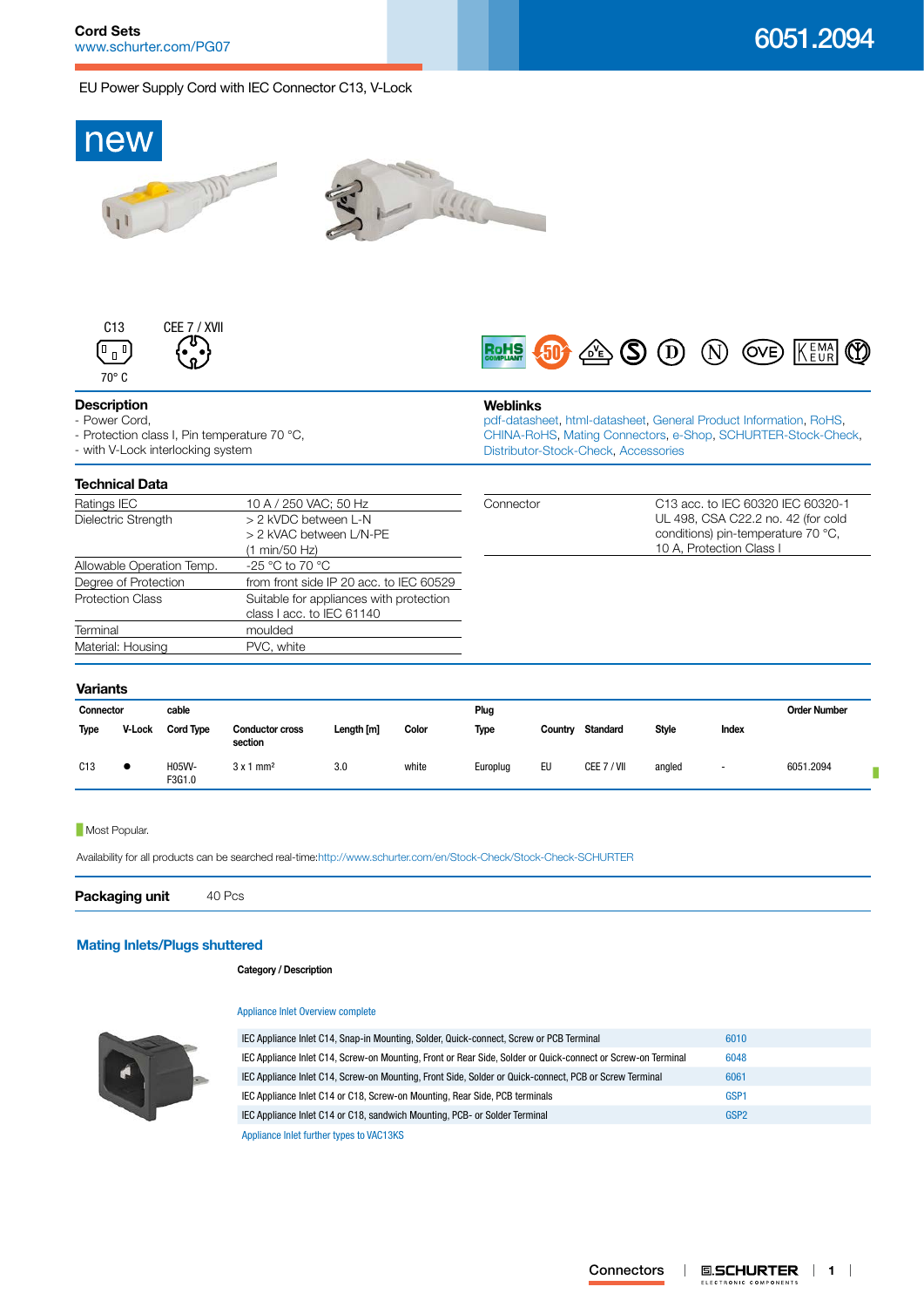Cord Sets
www.schurter.com/PG07

# 6051.2094

EU Power Supply Cord with IEC Connector C13, V-Lock

new

C13
70° C

CEE 7 / XVII

## Description

- Power Cord,
- Protection class I, Pin temperature 70 °C,
- with V-Lock interlocking system

## Weblinks

pdf-datasheet, html-datasheet, General Product Information, RoHS, CHINA-RoHS, Mating Connectors, e-Shop, SCHURTER-Stock-Check, Distributor-Stock-Check, Accessories

## Technical Data

| | |
|---|---|
| Ratings IEC | 10 A / 250 VAC; 50 Hz |
| Dielectric Strength | > 2 kVDC between L-N<br>> 2 kVAC between L/N-PE<br>(1 min/50 Hz) |
| Allowable Operation Temp. | -25 °C to 70 °C |
| Degree of Protection | from front side IP 20 acc. to IEC 60529 |
| Protection Class | Suitable for appliances with protection class I acc. to IEC 61140 |
| Terminal | moulded |
| Material: Housing | PVC, white |

| | |
|---|---|
| Connector | C13 acc. to IEC 60320 IEC 60320-1 UL 498, CSA C22.2 no. 42 (for cold conditions) pin-temperature 70 °C, 10 A, Protection Class I |

## Variants

| Connector | | cable | | | | Plug | | | | | Order Number |
|---|---|---|---|---|---|---|---|---|---|---|---|
| Type | V-Lock | Cord Type | Conductor cross section | Length [m] | Color | Type | Country | Standard | Style | Index | |
| C13 | ● | H05VV-F3G1.0 | 3 x 1 mm² | 3.0 | white | Europlug | EU | CEE 7 / VII | angled | - | 6051.2094 |

Most Popular.

Availability for all products can be searched real-time:http://www.schurter.com/en/Stock-Check/Stock-Check-SCHURTER

**Packaging unit** 40 Pcs

## Mating Inlets/Plugs shuttered

**Category / Description**

Appliance Inlet Overview complete

| | |
|---|---|
| IEC Appliance Inlet C14, Snap-in Mounting, Solder, Quick-connect, Screw or PCB Terminal | 6010 |
| IEC Appliance Inlet C14, Screw-on Mounting, Front or Rear Side, Solder or Quick-connect or Screw-on Terminal | 6048 |
| IEC Appliance Inlet C14, Screw-on Mounting, Front Side, Solder or Quick-connect, PCB or Screw Terminal | 6061 |
| IEC Appliance Inlet C14 or C18, Screw-on Mounting, Rear Side, PCB terminals | GSP1 |
| IEC Appliance Inlet C14 or C18, sandwich Mounting, PCB- or Solder Terminal | GSP2 |

Appliance Inlet further types to VAC13KS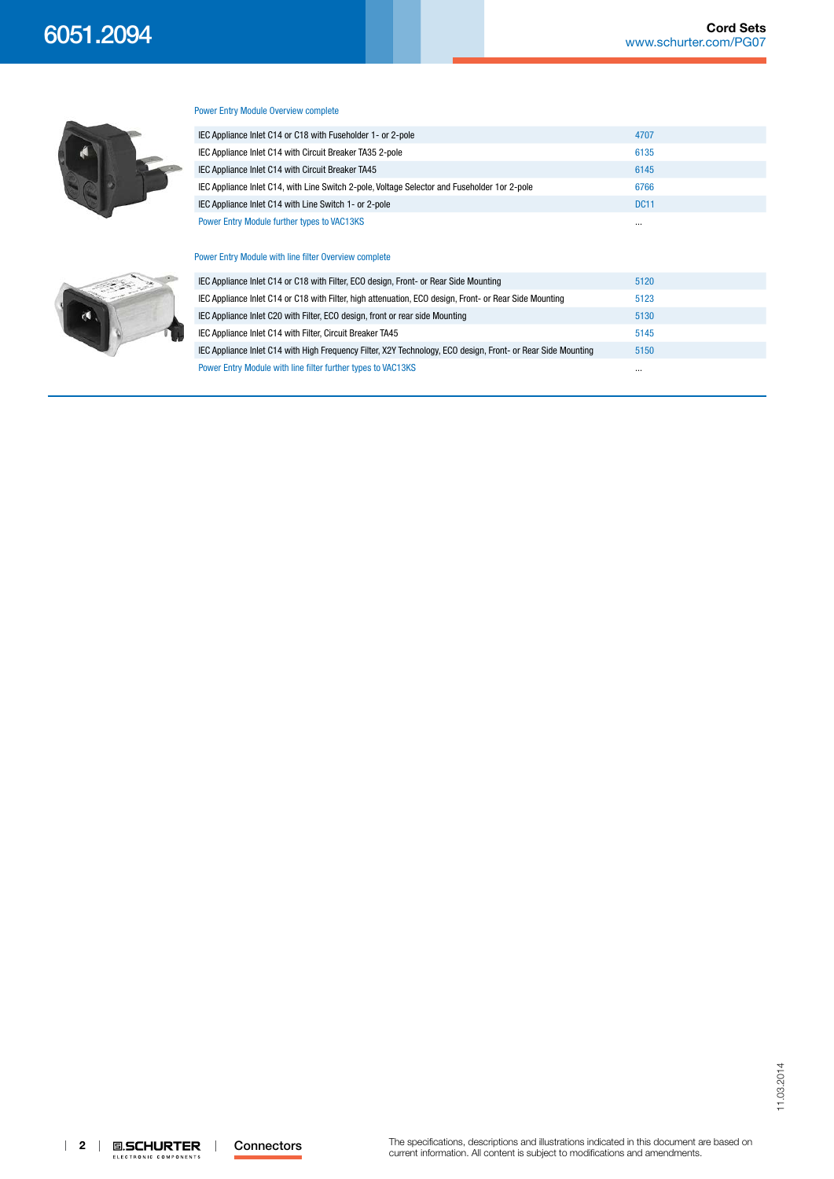Power Entry Module Overview complete

| | |
|---|---|
| IEC Appliance Inlet C14 or C18 with Fuseholder 1- or 2-pole | 4707 |
| IEC Appliance Inlet C14 with Circuit Breaker TA35 2-pole | 6135 |
| IEC Appliance Inlet C14 with Circuit Breaker TA45 | 6145 |
| IEC Appliance Inlet C14, with Line Switch 2-pole, Voltage Selector and Fuseholder 1or 2-pole | 6766 |
| IEC Appliance Inlet C14 with Line Switch 1- or 2-pole | DC11 |
| Power Entry Module further types to VAC13KS | ... |

Power Entry Module with line filter Overview complete

| | |
|---|---|
| IEC Appliance Inlet C14 or C18 with Filter, ECO design, Front- or Rear Side Mounting | 5120 |
| IEC Appliance Inlet C14 or C18 with Filter, high attenuation, ECO design, Front- or Rear Side Mounting | 5123 |
| IEC Appliance Inlet C20 with Filter, ECO design, front or rear side Mounting | 5130 |
| IEC Appliance Inlet C14 with Filter, Circuit Breaker TA45 | 5145 |
| IEC Appliance Inlet C14 with High Frequency Filter, X2Y Technology, ECO design, Front- or Rear Side Mounting | 5150 |
| Power Entry Module with line filter further types to VAC13KS | ... |

11.03.2014

The specifications, descriptions and illustrations indicated in this document are based on current information. All content is subject to modifications and amendments.